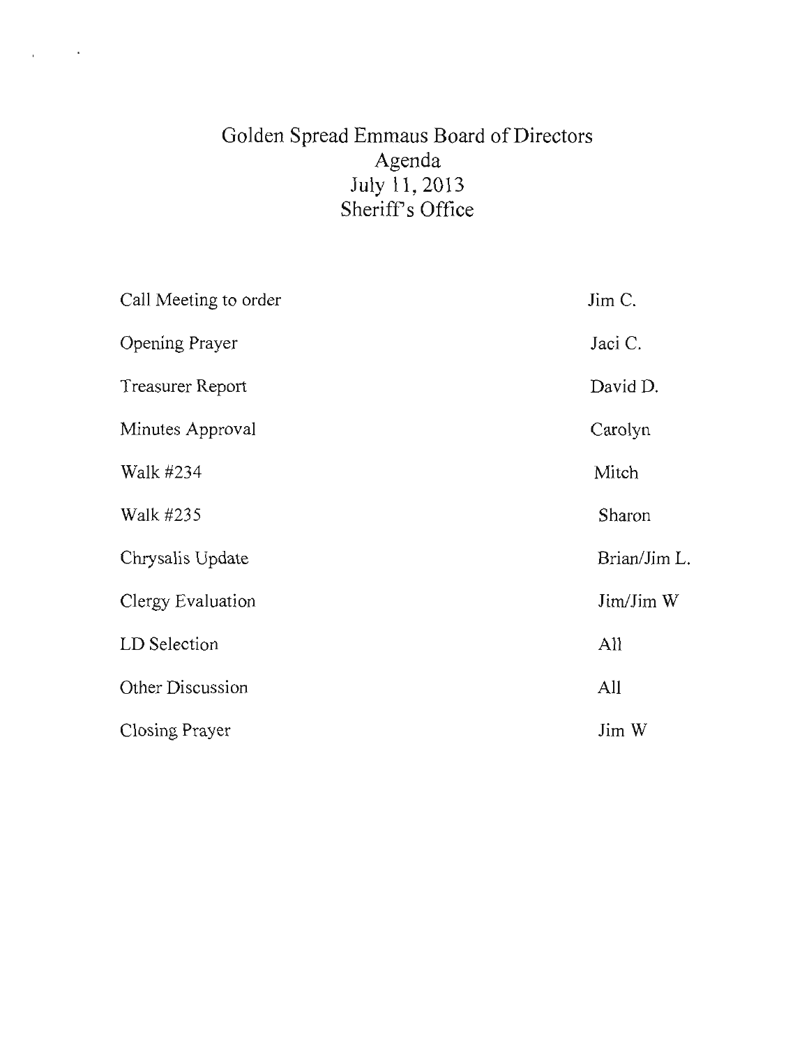# Golden Spread Emmaus Board of Directors
## Agenda
## July 11, 2013
## Sheriff's Office

| | |
|---|---|
| Call Meeting to order | Jim C. |
| Opening Prayer | Jaci C. |
| Treasurer Report | David D. |
| Minutes Approval | Carolyn |
| Walk #234 | Mitch |
| Walk #235 | Sharon |
| Chrysalis Update | Brian/Jim L. |
| Clergy Evaluation | Jim/Jim W |
| LD Selection | All |
| Other Discussion | All |
| Closing Prayer | Jim W |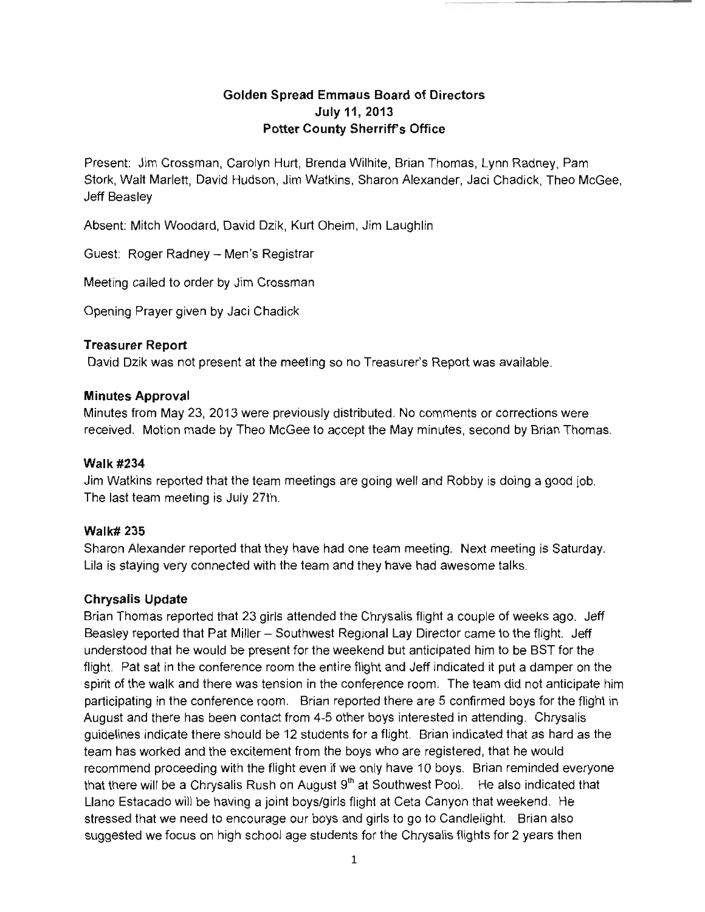**Golden Spread Emmaus Board of Directors**
**July 11, 2013**
**Potter County Sherriff's Office**

Present: Jim Crossman, Carolyn Hurt, Brenda Wilhite, Brian Thomas, Lynn Radney, Pam Stork, Walt Marlett, David Hudson, Jim Watkins, Sharon Alexander, Jaci Chadick, Theo McGee, Jeff Beasley

Absent: Mitch Woodard, David Dzik, Kurt Oheim, Jim Laughlin

Guest: Roger Radney – Men's Registrar

Meeting called to order by Jim Crossman

Opening Prayer given by Jaci Chadick

### Treasurer Report

David Dzik was not present at the meeting so no Treasurer's Report was available.

### Minutes Approval

Minutes from May 23, 2013 were previously distributed. No comments or corrections were received. Motion made by Theo McGee to accept the May minutes, second by Brian Thomas.

### Walk #234

Jim Watkins reported that the team meetings are going well and Robby is doing a good job. The last team meeting is July 27th.

### Walk# 235

Sharon Alexander reported that they have had one team meeting. Next meeting is Saturday. Lila is staying very connected with the team and they have had awesome talks.

### Chrysalis Update

Brian Thomas reported that 23 girls attended the Chrysalis flight a couple of weeks ago. Jeff Beasley reported that Pat Miller – Southwest Regional Lay Director came to the flight. Jeff understood that he would be present for the weekend but anticipated him to be BST for the flight. Pat sat in the conference room the entire flight and Jeff indicated it put a damper on the spirit of the walk and there was tension in the conference room. The team did not anticipate him participating in the conference room. Brian reported there are 5 confirmed boys for the flight in August and there has been contact from 4-5 other boys interested in attending. Chrysalis guidelines indicate there should be 12 students for a flight. Brian indicated that as hard as the team has worked and the excitement from the boys who are registered, that he would recommend proceeding with the flight even if we only have 10 boys. Brian reminded everyone that there will be a Chrysalis Rush on August 9th at Southwest Pool. He also indicated that Llano Estacado will be having a joint boys/girls flight at Ceta Canyon that weekend. He stressed that we need to encourage our boys and girls to go to Candlelight. Brian also suggested we focus on high school age students for the Chrysalis flights for 2 years then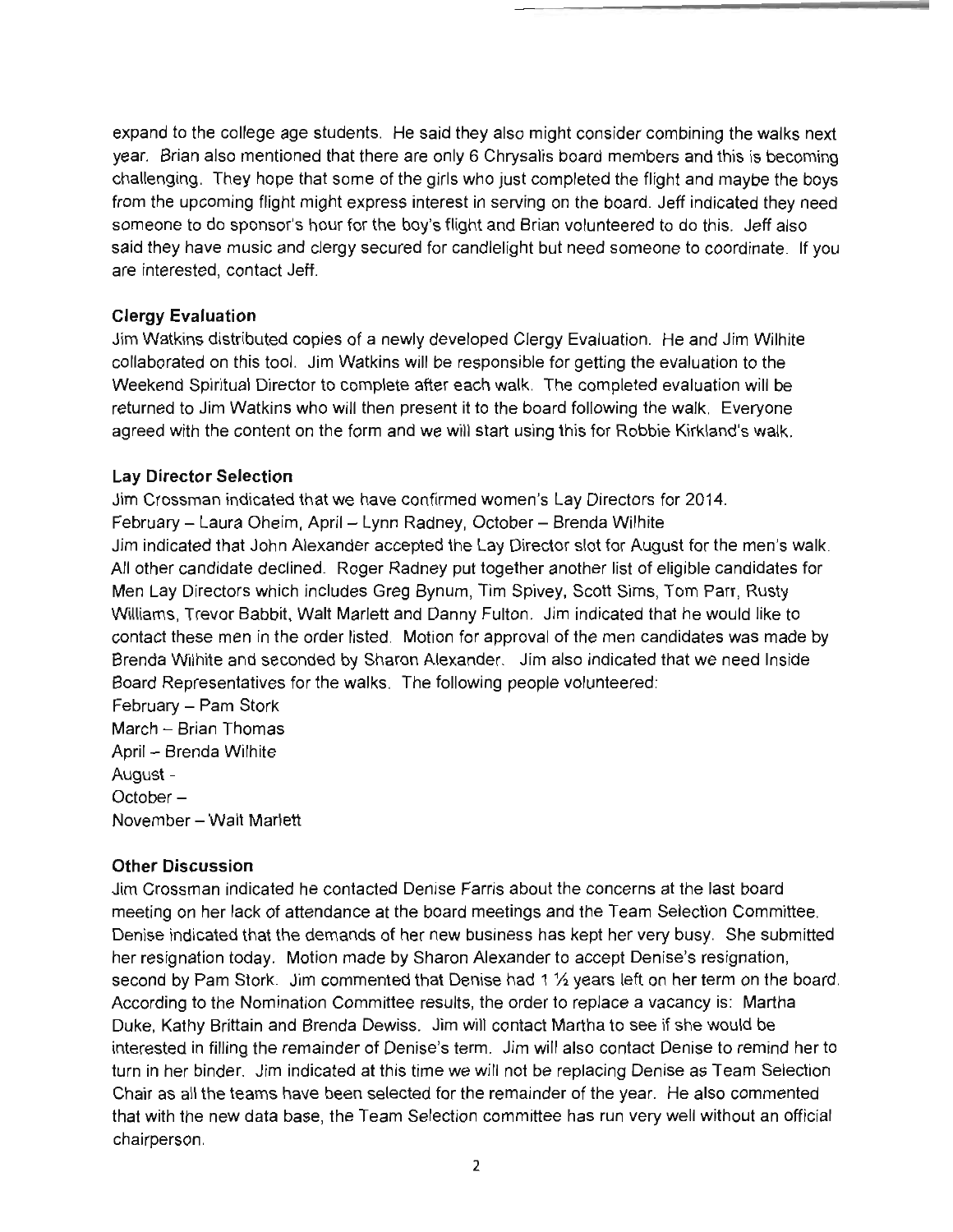expand to the college age students. He said they also might consider combining the walks next year. Brian also mentioned that there are only 6 Chrysalis board members and this is becoming challenging. They hope that some of the girls who just completed the flight and maybe the boys from the upcoming flight might express interest in serving on the board. Jeff indicated they need someone to do sponsor's hour for the boy's flight and Brian volunteered to do this. Jeff also said they have music and clergy secured for candlelight but need someone to coordinate. If you are interested, contact Jeff.

**Clergy Evaluation**

Jim Watkins distributed copies of a newly developed Clergy Evaluation. He and Jim Wilhite collaborated on this tool. Jim Watkins will be responsible for getting the evaluation to the Weekend Spiritual Director to complete after each walk. The completed evaluation will be returned to Jim Watkins who will then present it to the board following the walk. Everyone agreed with the content on the form and we will start using this for Robbie Kirkland's walk.

**Lay Director Selection**

Jim Crossman indicated that we have confirmed women's Lay Directors for 2014.
February – Laura Oheim, April – Lynn Radney, October – Brenda Wilhite
Jim indicated that John Alexander accepted the Lay Director slot for August for the men's walk. All other candidate declined. Roger Radney put together another list of eligible candidates for Men Lay Directors which includes Greg Bynum, Tim Spivey, Scott Sims, Tom Parr, Rusty Williams, Trevor Babbit, Walt Marlett and Danny Fulton. Jim indicated that he would like to contact these men in the order listed. Motion for approval of the men candidates was made by Brenda Wilhite and seconded by Sharon Alexander. Jim also indicated that we need Inside Board Representatives for the walks. The following people volunteered:
February – Pam Stork
March – Brian Thomas
April – Brenda Wilhite
August -
October –
November – Walt Marlett

**Other Discussion**

Jim Crossman indicated he contacted Denise Farris about the concerns at the last board meeting on her lack of attendance at the board meetings and the Team Selection Committee. Denise indicated that the demands of her new business has kept her very busy. She submitted her resignation today. Motion made by Sharon Alexander to accept Denise's resignation, second by Pam Stork. Jim commented that Denise had 1 ½ years left on her term on the board. According to the Nomination Committee results, the order to replace a vacancy is: Martha Duke, Kathy Brittain and Brenda Dewiss. Jim will contact Martha to see if she would be interested in filling the remainder of Denise's term. Jim will also contact Denise to remind her to turn in her binder. Jim indicated at this time we will not be replacing Denise as Team Selection Chair as all the teams have been selected for the remainder of the year. He also commented that with the new data base, the Team Selection committee has run very well without an official chairperson.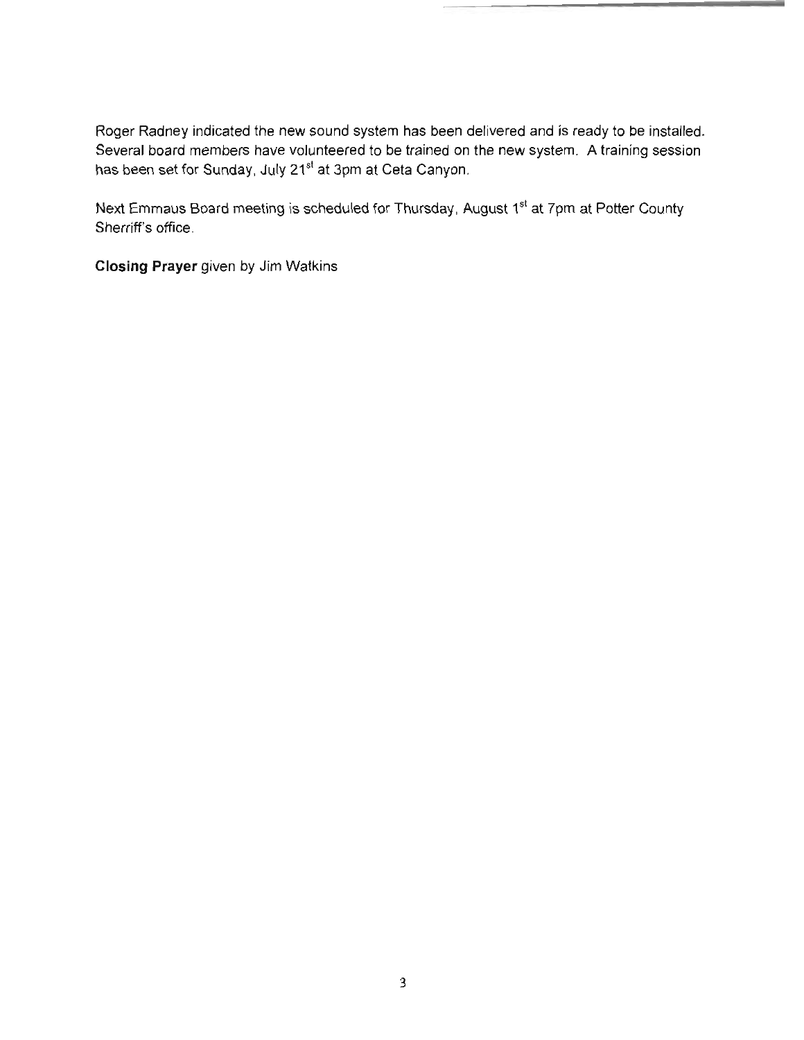Roger Radney indicated the new sound system has been delivered and is ready to be installed. Several board members have volunteered to be trained on the new system. A training session has been set for Sunday, July 21st at 3pm at Ceta Canyon.

Next Emmaus Board meeting is scheduled for Thursday, August 1st at 7pm at Potter County Sherriff's office.

**Closing Prayer** given by Jim Watkins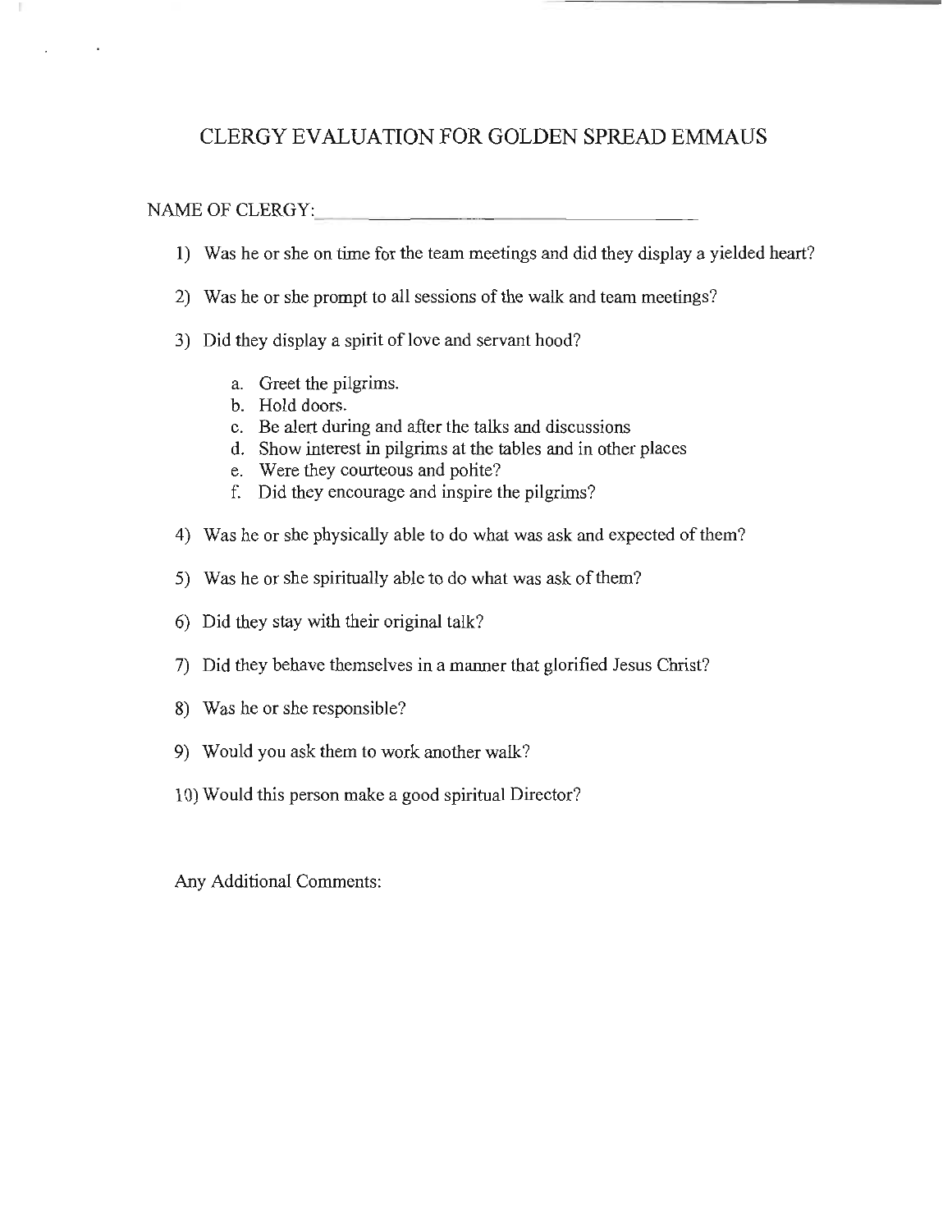# CLERGY EVALUATION FOR GOLDEN SPREAD EMMAUS

NAME OF CLERGY: ______________________________

1) Was he or she on time for the team meetings and did they display a yielded heart?

2) Was he or she prompt to all sessions of the walk and team meetings?

3) Did they display a spirit of love and servant hood?

   a. Greet the pilgrims.
   b. Hold doors.
   c. Be alert during and after the talks and discussions
   d. Show interest in pilgrims at the tables and in other places
   e. Were they courteous and polite?
   f. Did they encourage and inspire the pilgrims?

4) Was he or she physically able to do what was ask and expected of them?

5) Was he or she spiritually able to do what was ask of them?

6) Did they stay with their original talk?

7) Did they behave themselves in a manner that glorified Jesus Christ?

8) Was he or she responsible?

9) Would you ask them to work another walk?

10) Would this person make a good spiritual Director?

Any Additional Comments: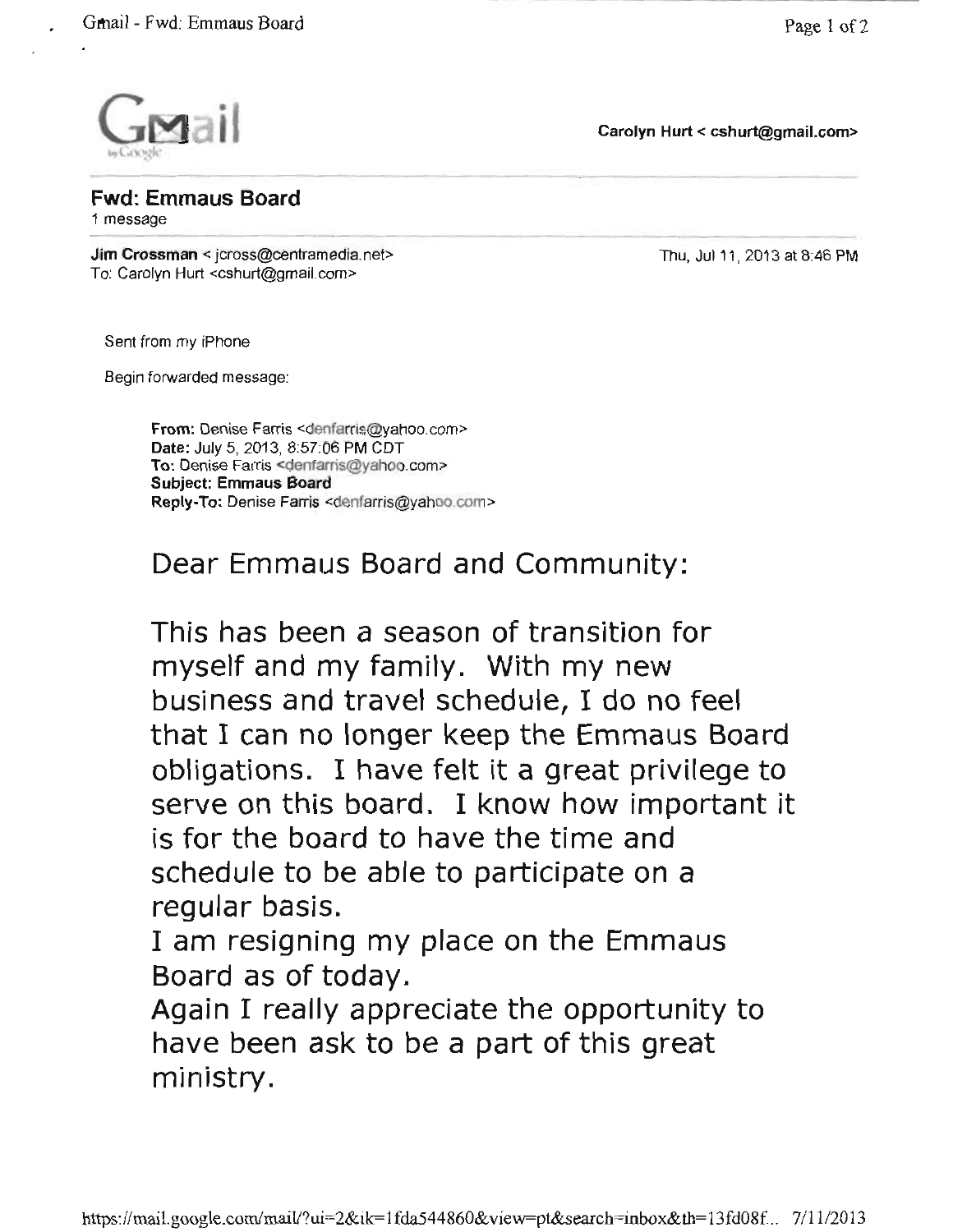Gmail

Carolyn Hurt < cshurt@gmail.com>

**Fwd: Emmaus Board**
1 message

**Jim Crossman** < jcross@centramedia.net> Thu, Jul 11, 2013 at 8:46 PM
To: Carolyn Hurt <cshurt@gmail.com>

Sent from my iPhone

Begin forwarded message:

> **From:** Denise Farris <denfarris@yahoo.com>
> **Date:** July 5, 2013, 8:57:06 PM CDT
> **To:** Denise Farris <denfarris@yahoo.com>
> **Subject: Emmaus Board**
> **Reply-To:** Denise Farris <denfarris@yahoo.com>
>
> Dear Emmaus Board and Community:
>
> This has been a season of transition for myself and my family. With my new business and travel schedule, I do no feel that I can no longer keep the Emmaus Board obligations. I have felt it a great privilege to serve on this board. I know how important it is for the board to have the time and schedule to be able to participate on a regular basis.
> I am resigning my place on the Emmaus Board as of today.
> Again I really appreciate the opportunity to have been ask to be a part of this great ministry.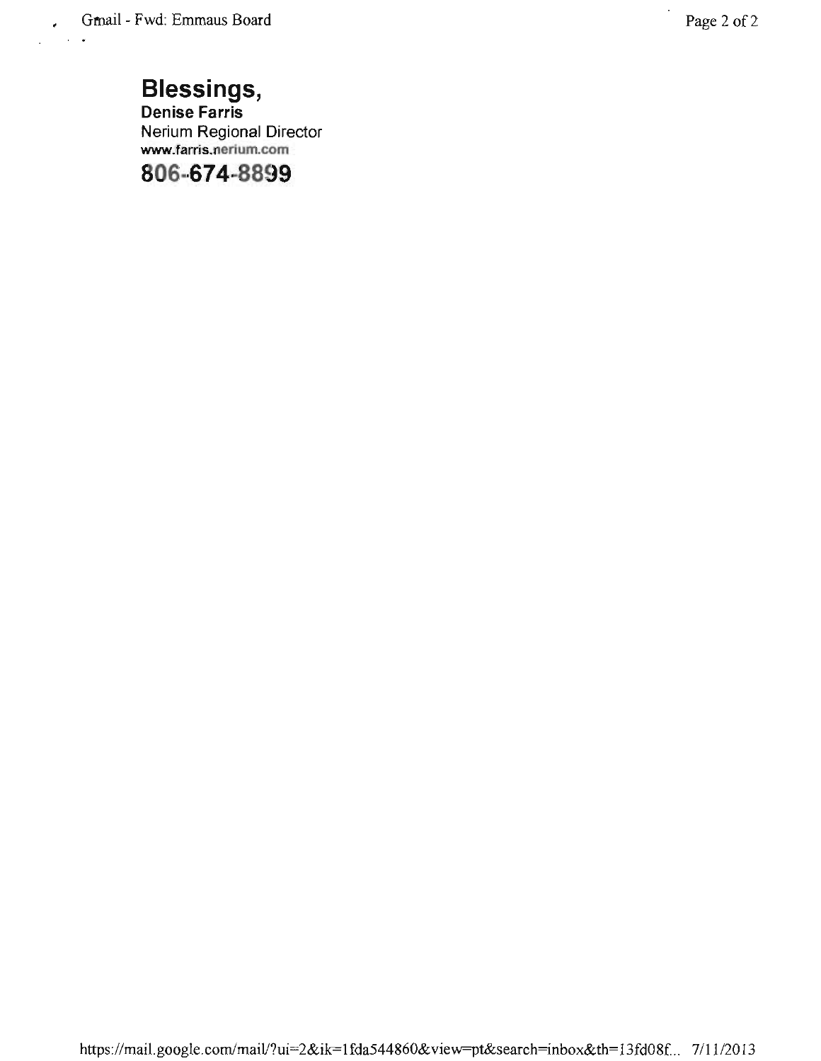**Blessings,**

**Denise Farris**

Nerium Regional Director

www.farris.nerium.com

**806-674-8899**